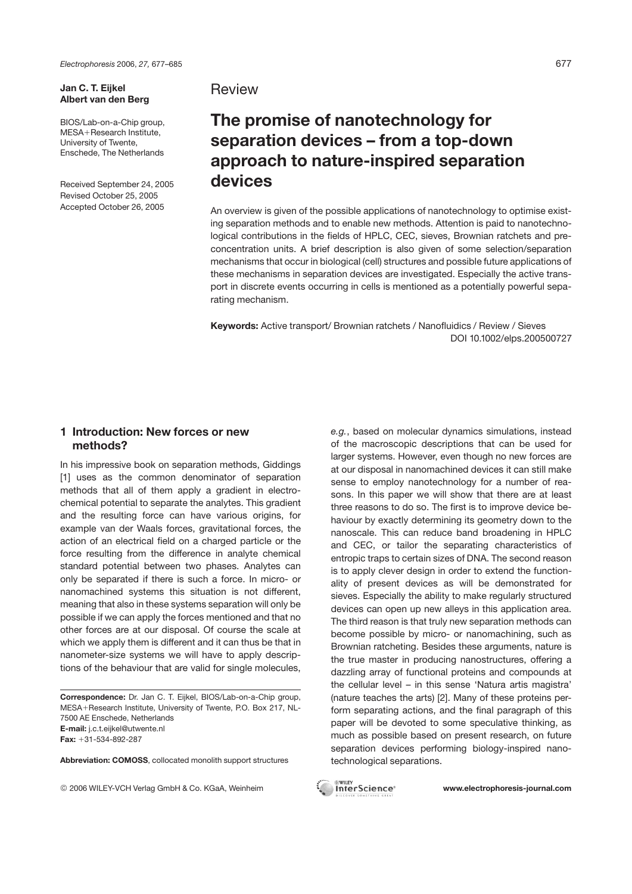**Jan C. T. Eijkel**
**Albert van den Berg**

BIOS/Lab-on-a-Chip group, MESA+Research Institute, University of Twente, Enschede, The Netherlands

Received September 24, 2005
Revised October 25, 2005
Accepted October 26, 2005

Review

# The promise of nanotechnology for separation devices – from a top-down approach to nature-inspired separation devices

An overview is given of the possible applications of nanotechnology to optimise existing separation methods and to enable new methods. Attention is paid to nanotechnological contributions in the fields of HPLC, CEC, sieves, Brownian ratchets and preconcentration units. A brief description is also given of some selection/separation mechanisms that occur in biological (cell) structures and possible future applications of these mechanisms in separation devices are investigated. Especially the active transport in discrete events occurring in cells is mentioned as a potentially powerful separating mechanism.

**Keywords:** Active transport/ Brownian ratchets / Nanofluidics / Review / Sieves

DOI 10.1002/elps.200500727

## 1 Introduction: New forces or new methods?

In his impressive book on separation methods, Giddings [1] uses as the common denominator of separation methods that all of them apply a gradient in electrochemical potential to separate the analytes. This gradient and the resulting force can have various origins, for example van der Waals forces, gravitational forces, the action of an electrical field on a charged particle or the force resulting from the difference in analyte chemical standard potential between two phases. Analytes can only be separated if there is such a force. In micro- or nanomachined systems this situation is not different, meaning that also in these systems separation will only be possible if we can apply the forces mentioned and that no other forces are at our disposal. Of course the scale at which we apply them is different and it can thus be that in nanometer-size systems we will have to apply descriptions of the behaviour that are valid for single molecules, *e.g.*, based on molecular dynamics simulations, instead of the macroscopic descriptions that can be used for larger systems. However, even though no new forces are at our disposal in nanomachined devices it can still make sense to employ nanotechnology for a number of reasons. In this paper we will show that there are at least three reasons to do so. The first is to improve device behaviour by exactly determining its geometry down to the nanoscale. This can reduce band broadening in HPLC and CEC, or tailor the separating characteristics of entropic traps to certain sizes of DNA. The second reason is to apply clever design in order to extend the functionality of present devices as will be demonstrated for sieves. Especially the ability to make regularly structured devices can open up new alleys in this application area. The third reason is that truly new separation methods can become possible by micro- or nanomachining, such as Brownian ratcheting. Besides these arguments, nature is the true master in producing nanostructures, offering a dazzling array of functional proteins and compounds at the cellular level – in this sense 'Natura artis magistra' (nature teaches the arts) [2]. Many of these proteins perform separating actions, and the final paragraph of this paper will be devoted to some speculative thinking, as much as possible based on present research, on future separation devices performing biology-inspired nanotechnological separations.

**Correspondence:** Dr. Jan C. T. Eijkel, BIOS/Lab-on-a-Chip group, MESA+Research Institute, University of Twente, P.O. Box 217, NL-7500 AE Enschede, Netherlands
**E-mail:** j.c.t.eijkel@utwente.nl
**Fax:** +31-534-892-287

**Abbreviation: COMOSS**, collocated monolith support structures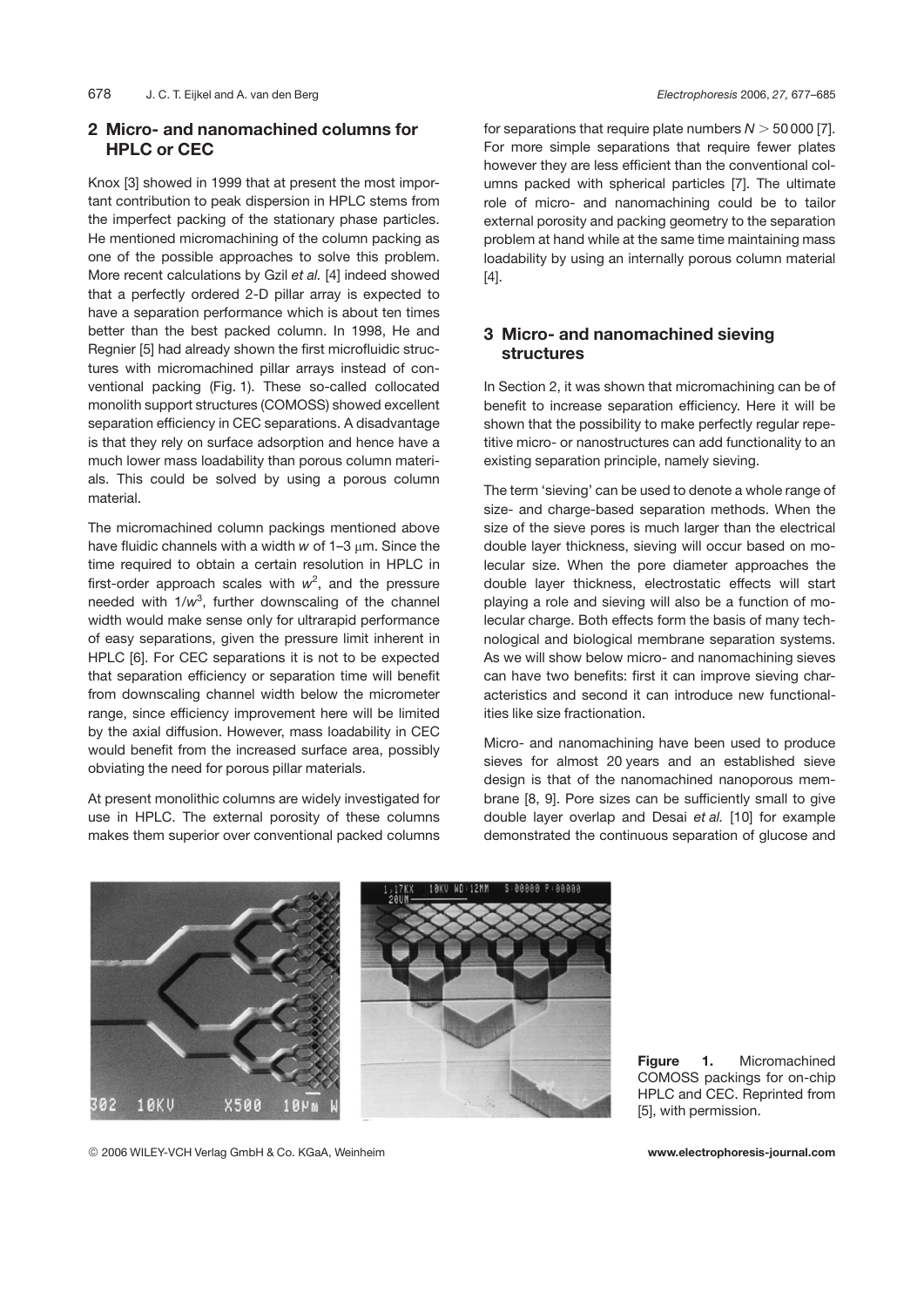## 2 Micro- and nanomachined columns for HPLC or CEC

Knox [3] showed in 1999 that at present the most important contribution to peak dispersion in HPLC stems from the imperfect packing of the stationary phase particles. He mentioned micromachining of the column packing as one of the possible approaches to solve this problem. More recent calculations by Gzil *et al.* [4] indeed showed that a perfectly ordered 2-D pillar array is expected to have a separation performance which is about ten times better than the best packed column. In 1998, He and Regnier [5] had already shown the first microfluidic structures with micromachined pillar arrays instead of conventional packing (Fig. 1). These so-called collocated monolith support structures (COMOSS) showed excellent separation efficiency in CEC separations. A disadvantage is that they rely on surface adsorption and hence have a much lower mass loadability than porous column materials. This could be solved by using a porous column material.

The micromachined column packings mentioned above have fluidic channels with a width $w$ of 1–3 μm. Since the time required to obtain a certain resolution in HPLC in first-order approach scales with $w^2$, and the pressure needed with $1/w^3$, further downscaling of the channel width would make sense only for ultrarapid performance of easy separations, given the pressure limit inherent in HPLC [6]. For CEC separations it is not to be expected that separation efficiency or separation time will benefit from downscaling channel width below the micrometer range, since efficiency improvement here will be limited by the axial diffusion. However, mass loadability in CEC would benefit from the increased surface area, possibly obviating the need for porous pillar materials.

At present monolithic columns are widely investigated for use in HPLC. The external porosity of these columns makes them superior over conventional packed columns for separations that require plate numbers $N > 50\,000$ [7]. For more simple separations that require fewer plates however they are less efficient than the conventional columns packed with spherical particles [7]. The ultimate role of micro- and nanomachining could be to tailor external porosity and packing geometry to the separation problem at hand while at the same time maintaining mass loadability by using an internally porous column material [4].

## 3 Micro- and nanomachined sieving structures

In Section 2, it was shown that micromachining can be of benefit to increase separation efficiency. Here it will be shown that the possibility to make perfectly regular repetitive micro- or nanostructures can add functionality to an existing separation principle, namely sieving.

The term 'sieving' can be used to denote a whole range of size- and charge-based separation methods. When the size of the sieve pores is much larger than the electrical double layer thickness, sieving will occur based on molecular size. When the pore diameter approaches the double layer thickness, electrostatic effects will start playing a role and sieving will also be a function of molecular charge. Both effects form the basis of many technological and biological membrane separation systems. As we will show below micro- and nanomachining sieves can have two benefits: first it can improve sieving characteristics and second it can introduce new functionalities like size fractionation.

Micro- and nanomachining have been used to produce sieves for almost 20 years and an established sieve design is that of the nanomachined nanoporous membrane [8, 9]. Pore sizes can be sufficiently small to give double layer overlap and Desai *et al.* [10] for example demonstrated the continuous separation of glucose and

**Figure 1.** Micromachined COMOSS packings for on-chip HPLC and CEC. Reprinted from [5], with permission.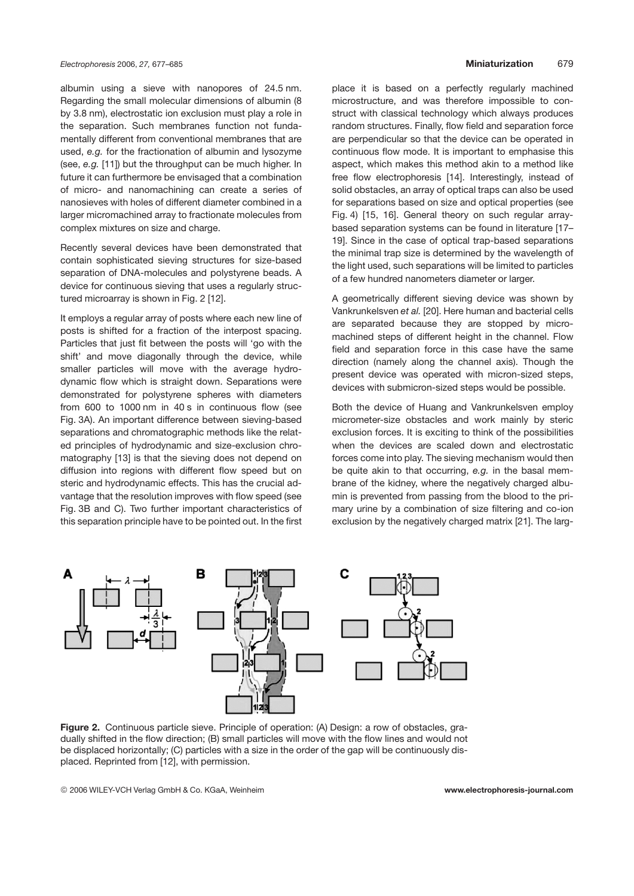albumin using a sieve with nanopores of 24.5 nm. Regarding the small molecular dimensions of albumin (8 by 3.8 nm), electrostatic ion exclusion must play a role in the separation. Such membranes function not fundamentally different from conventional membranes that are used, *e.g.* for the fractionation of albumin and lysozyme (see, *e.g.* [11]) but the throughput can be much higher. In future it can furthermore be envisaged that a combination of micro- and nanomachining can create a series of nanosieves with holes of different diameter combined in a larger micromachined array to fractionate molecules from complex mixtures on size and charge.

Recently several devices have been demonstrated that contain sophisticated sieving structures for size-based separation of DNA-molecules and polystyrene beads. A device for continuous sieving that uses a regularly structured microarray is shown in Fig. 2 [12].

It employs a regular array of posts where each new line of posts is shifted for a fraction of the interpost spacing. Particles that just fit between the posts will 'go with the shift' and move diagonally through the device, while smaller particles will move with the average hydrodynamic flow which is straight down. Separations were demonstrated for polystyrene spheres with diameters from 600 to 1000 nm in 40 s in continuous flow (see Fig. 3A). An important difference between sieving-based separations and chromatographic methods like the related principles of hydrodynamic and size-exclusion chromatography [13] is that the sieving does not depend on diffusion into regions with different flow speed but on steric and hydrodynamic effects. This has the crucial advantage that the resolution improves with flow speed (see Fig. 3B and C). Two further important characteristics of this separation principle have to be pointed out. In the first place it is based on a perfectly regularly machined microstructure, and was therefore impossible to construct with classical technology which always produces random structures. Finally, flow field and separation force are perpendicular so that the device can be operated in continuous flow mode. It is important to emphasise this aspect, which makes this method akin to a method like free flow electrophoresis [14]. Interestingly, instead of solid obstacles, an array of optical traps can also be used for separations based on size and optical properties (see Fig. 4) [15, 16]. General theory on such regular array-based separation systems can be found in literature [17–19]. Since in the case of optical trap-based separations the minimal trap size is determined by the wavelength of the light used, such separations will be limited to particles of a few hundred nanometers diameter or larger.

A geometrically different sieving device was shown by Vankrunkelsven *et al.* [20]. Here human and bacterial cells are separated because they are stopped by micromachined steps of different height in the channel. Flow field and separation force in this case have the same direction (namely along the channel axis). Though the present device was operated with micron-sized steps, devices with submicron-sized steps would be possible.

Both the device of Huang and Vankrunkelsven employ micrometer-size obstacles and work mainly by steric exclusion forces. It is exciting to think of the possibilities when the devices are scaled down and electrostatic forces come into play. The sieving mechanism would then be quite akin to that occurring, *e.g.* in the basal membrane of the kidney, where the negatively charged albumin is prevented from passing from the blood to the primary urine by a combination of size filtering and co-ion exclusion by the negatively charged matrix [21]. The larg-

**Figure 2.** Continuous particle sieve. Principle of operation: (A) Design: a row of obstacles, gradually shifted in the flow direction; (B) small particles will move with the flow lines and would not be displaced horizontally; (C) particles with a size in the order of the gap will be continuously displaced. Reprinted from [12], with permission.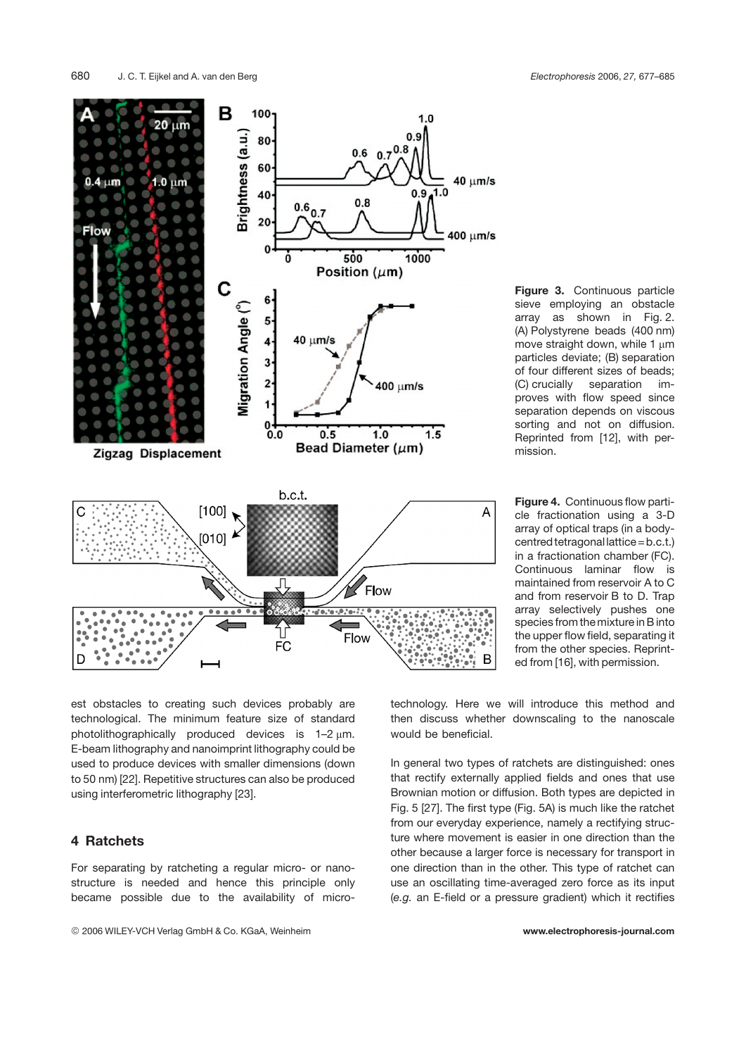**Figure 3.** Continuous particle sieve employing an obstacle array as shown in Fig. 2. (A) Polystyrene beads (400 nm) move straight down, while 1 μm particles deviate; (B) separation of four different sizes of beads; (C) crucially separation improves with flow speed since separation depends on viscous sorting and not on diffusion. Reprinted from [12], with permission.

**Figure 4.** Continuous flow particle fractionation using a 3-D array of optical traps (in a body-centred tetragonal lattice = b.c.t.) in a fractionation chamber (FC). Continuous laminar flow is maintained from reservoir A to C and from reservoir B to D. Trap array selectively pushes one species from the mixture in B into the upper flow field, separating it from the other species. Reprinted from [16], with permission.

est obstacles to creating such devices probably are technological. The minimum feature size of standard photolithographically produced devices is 1–2 μm. E-beam lithography and nanoimprint lithography could be used to produce devices with smaller dimensions (down to 50 nm) [22]. Repetitive structures can also be produced using interferometric lithography [23].

## 4 Ratchets

For separating by ratcheting a regular micro- or nanostructure is needed and hence this principle only became possible due to the availability of micro-technology. Here we will introduce this method and then discuss whether downscaling to the nanoscale would be beneficial.

In general two types of ratchets are distinguished: ones that rectify externally applied fields and ones that use Brownian motion or diffusion. Both types are depicted in Fig. 5 [27]. The first type (Fig. 5A) is much like the ratchet from our everyday experience, namely a rectifying structure where movement is easier in one direction than the other because a larger force is necessary for transport in one direction than in the other. This type of ratchet can use an oscillating time-averaged zero force as its input (*e.g.* an E-field or a pressure gradient) which it rectifies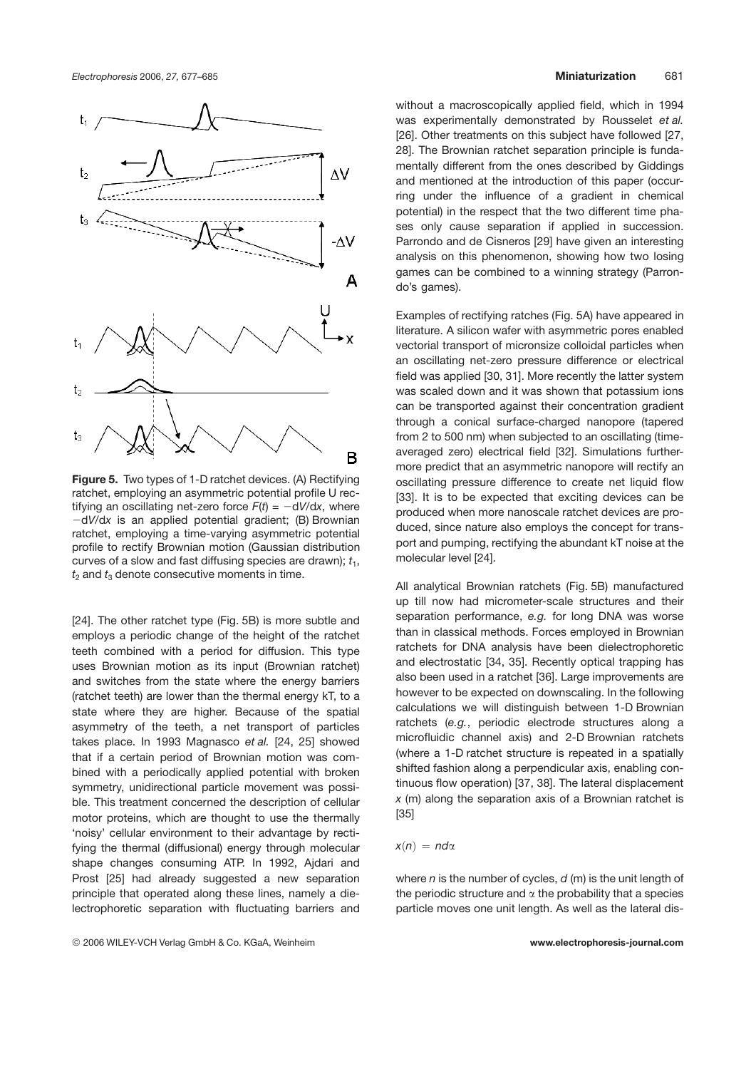**Figure 5.** Two types of 1-D ratchet devices. (A) Rectifying ratchet, employing an asymmetric potential profile U rectifying an oscillating net-zero force $F(t) = -\mathrm{d}V/\mathrm{d}x$, where $-\mathrm{d}V/\mathrm{d}x$ is an applied potential gradient; (B) Brownian ratchet, employing a time-varying asymmetric potential profile to rectify Brownian motion (Gaussian distribution curves of a slow and fast diffusing species are drawn); $t_1$, $t_2$ and $t_3$ denote consecutive moments in time.

[24]. The other ratchet type (Fig. 5B) is more subtle and employs a periodic change of the height of the ratchet teeth combined with a period for diffusion. This type uses Brownian motion as its input (Brownian ratchet) and switches from the state where the energy barriers (ratchet teeth) are lower than the thermal energy kT, to a state where they are higher. Because of the spatial asymmetry of the teeth, a net transport of particles takes place. In 1993 Magnasco *et al.* [24, 25] showed that if a certain period of Brownian motion was combined with a periodically applied potential with broken symmetry, unidirectional particle movement was possible. This treatment concerned the description of cellular motor proteins, which are thought to use the thermally 'noisy' cellular environment to their advantage by rectifying the thermal (diffusional) energy through molecular shape changes consuming ATP. In 1992, Ajdari and Prost [25] had already suggested a new separation principle that operated along these lines, namely a dielectrophoretic separation with fluctuating barriers and without a macroscopically applied field, which in 1994 was experimentally demonstrated by Rousselet *et al.* [26]. Other treatments on this subject have followed [27, 28]. The Brownian ratchet separation principle is fundamentally different from the ones described by Giddings and mentioned at the introduction of this paper (occurring under the influence of a gradient in chemical potential) in the respect that the two different time phases only cause separation if applied in succession. Parrondo and de Cisneros [29] have given an interesting analysis on this phenomenon, showing how two losing games can be combined to a winning strategy (Parrondo's games).

Examples of rectifying ratches (Fig. 5A) have appeared in literature. A silicon wafer with asymmetric pores enabled vectorial transport of micronsize colloidal particles when an oscillating net-zero pressure difference or electrical field was applied [30, 31]. More recently the latter system was scaled down and it was shown that potassium ions can be transported against their concentration gradient through a conical surface-charged nanopore (tapered from 2 to 500 nm) when subjected to an oscillating (time-averaged zero) electrical field [32]. Simulations furthermore predict that an asymmetric nanopore will rectify an oscillating pressure difference to create net liquid flow [33]. It is to be expected that exciting devices can be produced when more nanoscale ratchet devices are produced, since nature also employs the concept for transport and pumping, rectifying the abundant kT noise at the molecular level [24].

All analytical Brownian ratchets (Fig. 5B) manufactured up till now had micrometer-scale structures and their separation performance, *e.g.* for long DNA was worse than in classical methods. Forces employed in Brownian ratchets for DNA analysis have been dielectrophoretic and electrostatic [34, 35]. Recently optical trapping has also been used in a ratchet [36]. Large improvements are however to be expected on downscaling. In the following calculations we will distinguish between 1-D Brownian ratchets (*e.g.*, periodic electrode structures along a microfluidic channel axis) and 2-D Brownian ratchets (where a 1-D ratchet structure is repeated in a spatially shifted fashion along a perpendicular axis, enabling continuous flow operation) [37, 38]. The lateral displacement $x$ (m) along the separation axis of a Brownian ratchet is [35]

$$x(n) = nd\alpha$$

where $n$ is the number of cycles, $d$ (m) is the unit length of the periodic structure and $\alpha$ the probability that a species particle moves one unit length. As well as the lateral dis-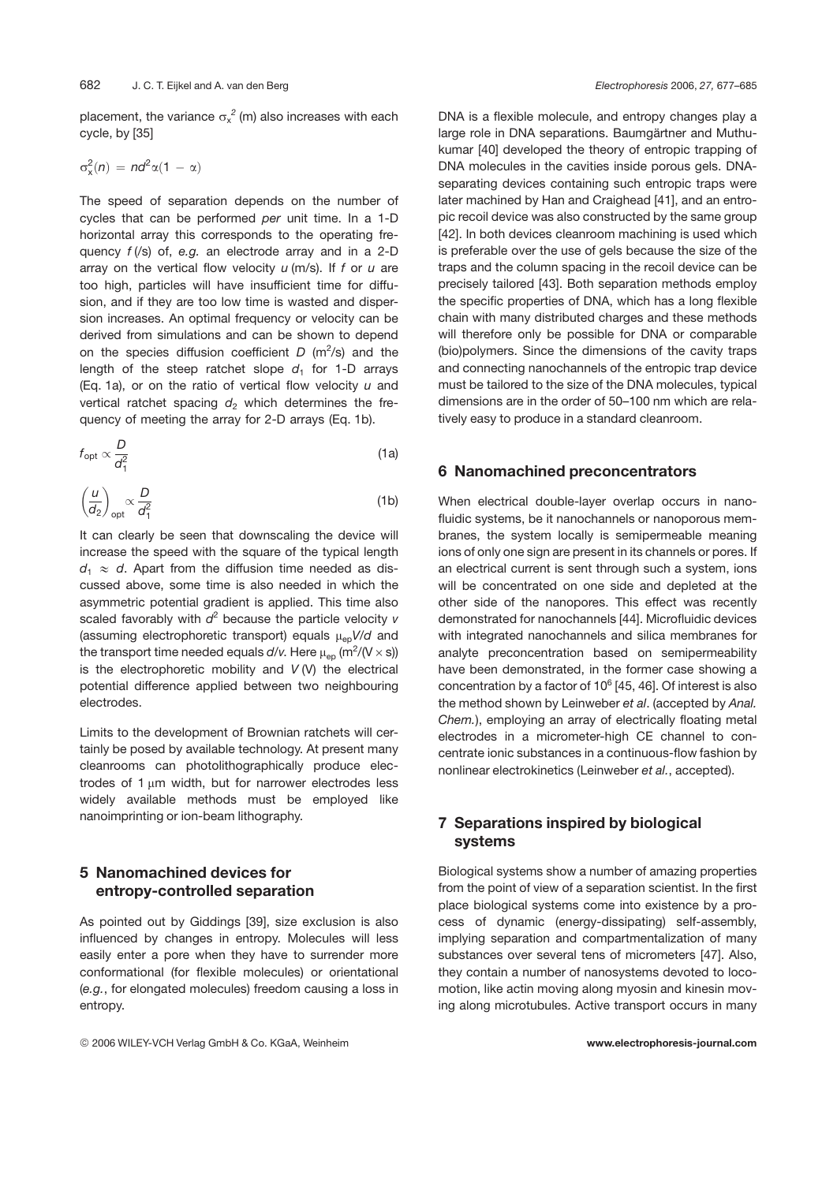placement, the variance $\sigma_x^2$ (m) also increases with each cycle, by [35]

$$\sigma_x^2(n) = nd^2\alpha(1 - \alpha)$$

The speed of separation depends on the number of cycles that can be performed *per* unit time. In a 1-D horizontal array this corresponds to the operating frequency $f$ (/s) of, *e.g.* an electrode array and in a 2-D array on the vertical flow velocity $u$ (m/s). If $f$ or $u$ are too high, particles will have insufficient time for diffusion, and if they are too low time is wasted and dispersion increases. An optimal frequency or velocity can be derived from simulations and can be shown to depend on the species diffusion coefficient $D$ (m$^2$/s) and the length of the steep ratchet slope $d_1$ for 1-D arrays (Eq. 1a), or on the ratio of vertical flow velocity $u$ and vertical ratchet spacing $d_2$ which determines the frequency of meeting the array for 2-D arrays (Eq. 1b).

$$f_{\text{opt}} \propto \frac{D}{d_1^2} \tag{1a}$$

$$\left(\frac{u}{d_2}\right)_{\text{opt}} \propto \frac{D}{d_1^2} \tag{1b}$$

It can clearly be seen that downscaling the device will increase the speed with the square of the typical length $d_1 \approx d$. Apart from the diffusion time needed as discussed above, some time is also needed in which the asymmetric potential gradient is applied. This time also scaled favorably with $d^2$ because the particle velocity $v$ (assuming electrophoretic transport) equals $\mu_{ep}V/d$ and the transport time needed equals $d/v$. Here $\mu_{ep}$ (m$^2$/(V × s)) is the electrophoretic mobility and $V$ (V) the electrical potential difference applied between two neighbouring electrodes.

Limits to the development of Brownian ratchets will certainly be posed by available technology. At present many cleanrooms can photolithographically produce electrodes of 1 μm width, but for narrower electrodes less widely available methods must be employed like nanoimprinting or ion-beam lithography.

## 5 Nanomachined devices for entropy-controlled separation

As pointed out by Giddings [39], size exclusion is also influenced by changes in entropy. Molecules will less easily enter a pore when they have to surrender more conformational (for flexible molecules) or orientational (*e.g.*, for elongated molecules) freedom causing a loss in entropy.

DNA is a flexible molecule, and entropy changes play a large role in DNA separations. Baumgärtner and Muthukumar [40] developed the theory of entropic trapping of DNA molecules in the cavities inside porous gels. DNA-separating devices containing such entropic traps were later machined by Han and Craighead [41], and an entropic recoil device was also constructed by the same group [42]. In both devices cleanroom machining is used which is preferable over the use of gels because the size of the traps and the column spacing in the recoil device can be precisely tailored [43]. Both separation methods employ the specific properties of DNA, which has a long flexible chain with many distributed charges and these methods will therefore only be possible for DNA or comparable (bio)polymers. Since the dimensions of the cavity traps and connecting nanochannels of the entropic trap device must be tailored to the size of the DNA molecules, typical dimensions are in the order of 50–100 nm which are relatively easy to produce in a standard cleanroom.

## 6 Nanomachined preconcentrators

When electrical double-layer overlap occurs in nanofluidic systems, be it nanochannels or nanoporous membranes, the system locally is semipermeable meaning ions of only one sign are present in its channels or pores. If an electrical current is sent through such a system, ions will be concentrated on one side and depleted at the other side of the nanopores. This effect was recently demonstrated for nanochannels [44]. Microfluidic devices with integrated nanochannels and silica membranes for analyte preconcentration based on semipermeability have been demonstrated, in the former case showing a concentration by a factor of $10^6$ [45, 46]. Of interest is also the method shown by Leinweber *et al*. (accepted by *Anal. Chem.*), employing an array of electrically floating metal electrodes in a micrometer-high CE channel to concentrate ionic substances in a continuous-flow fashion by nonlinear electrokinetics (Leinweber *et al.*, accepted).

## 7 Separations inspired by biological systems

Biological systems show a number of amazing properties from the point of view of a separation scientist. In the first place biological systems come into existence by a process of dynamic (energy-dissipating) self-assembly, implying separation and compartmentalization of many substances over several tens of micrometers [47]. Also, they contain a number of nanosystems devoted to locomotion, like actin moving along myosin and kinesin moving along microtubules. Active transport occurs in many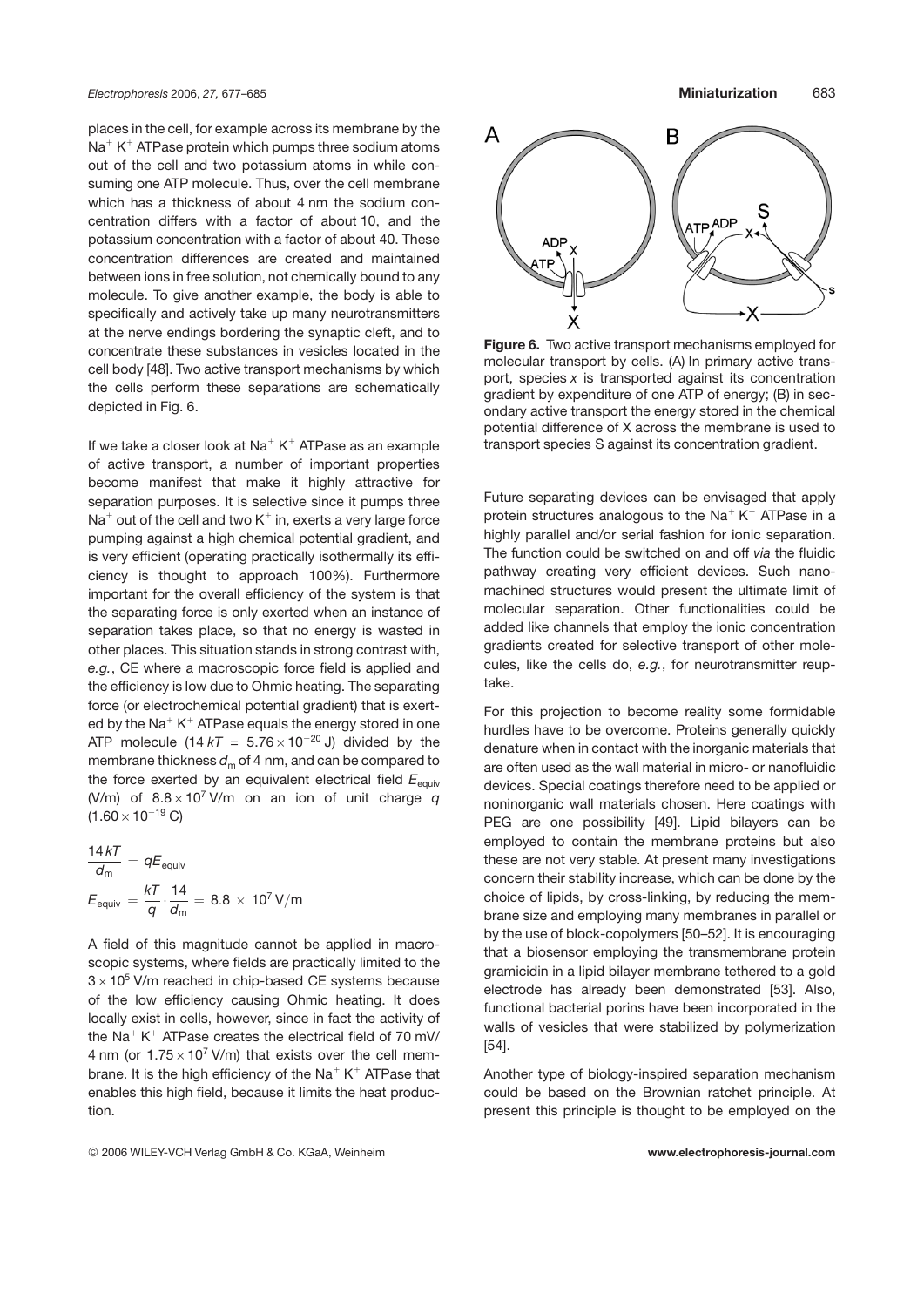places in the cell, for example across its membrane by the $Na^+$ $K^+$ ATPase protein which pumps three sodium atoms out of the cell and two potassium atoms in while consuming one ATP molecule. Thus, over the cell membrane which has a thickness of about 4 nm the sodium concentration differs with a factor of about 10, and the potassium concentration with a factor of about 40. These concentration differences are created and maintained between ions in free solution, not chemically bound to any molecule. To give another example, the body is able to specifically and actively take up many neurotransmitters at the nerve endings bordering the synaptic cleft, and to concentrate these substances in vesicles located in the cell body [48]. Two active transport mechanisms by which the cells perform these separations are schematically depicted in Fig. 6.

If we take a closer look at $Na^+$ $K^+$ ATPase as an example of active transport, a number of important properties become manifest that make it highly attractive for separation purposes. It is selective since it pumps three $Na^+$ out of the cell and two $K^+$ in, exerts a very large force pumping against a high chemical potential gradient, and is very efficient (operating practically isothermally its efficiency is thought to approach 100%). Furthermore important for the overall efficiency of the system is that the separating force is only exerted when an instance of separation takes place, so that no energy is wasted in other places. This situation stands in strong contrast with, *e.g.*, CE where a macroscopic force field is applied and the efficiency is low due to Ohmic heating. The separating force (or electrochemical potential gradient) that is exerted by the $Na^+$ $K^+$ ATPase equals the energy stored in one ATP molecule ($14\,kT = 5.76 \times 10^{-20}$ J) divided by the membrane thickness $d_m$ of 4 nm, and can be compared to the force exerted by an equivalent electrical field $E_{equiv}$ (V/m) of $8.8 \times 10^7$ V/m on an ion of unit charge $q$ ($1.60 \times 10^{-19}$ C)

$$\frac{14\,kT}{d_m} = qE_{equiv}$$

$$E_{equiv} = \frac{kT}{q} \cdot \frac{14}{d_m} = 8.8 \times 10^7\ \text{V/m}$$

A field of this magnitude cannot be applied in macroscopic systems, where fields are practically limited to the $3 \times 10^5$ V/m reached in chip-based CE systems because of the low efficiency causing Ohmic heating. It does locally exist in cells, however, since in fact the activity of the $Na^+$ $K^+$ ATPase creates the electrical field of 70 mV/4 nm (or $1.75 \times 10^7$ V/m) that exists over the cell membrane. It is the high efficiency of the $Na^+$ $K^+$ ATPase that enables this high field, because it limits the heat production.

**Figure 6.** Two active transport mechanisms employed for molecular transport by cells. (A) In primary active transport, species $x$ is transported against its concentration gradient by expenditure of one ATP of energy; (B) in secondary active transport the energy stored in the chemical potential difference of X across the membrane is used to transport species S against its concentration gradient.

Future separating devices can be envisaged that apply protein structures analogous to the $Na^+$ $K^+$ ATPase in a highly parallel and/or serial fashion for ionic separation. The function could be switched on and off *via* the fluidic pathway creating very efficient devices. Such nanomachined structures would present the ultimate limit of molecular separation. Other functionalities could be added like channels that employ the ionic concentration gradients created for selective transport of other molecules, like the cells do, *e.g.*, for neurotransmitter reuptake.

For this projection to become reality some formidable hurdles have to be overcome. Proteins generally quickly denature when in contact with the inorganic materials that are often used as the wall material in micro- or nanofluidic devices. Special coatings therefore need to be applied or noninorganic wall materials chosen. Here coatings with PEG are one possibility [49]. Lipid bilayers can be employed to contain the membrane proteins but also these are not very stable. At present many investigations concern their stability increase, which can be done by the choice of lipids, by cross-linking, by reducing the membrane size and employing many membranes in parallel or by the use of block-copolymers [50–52]. It is encouraging that a biosensor employing the transmembrane protein gramicidin in a lipid bilayer membrane tethered to a gold electrode has already been demonstrated [53]. Also, functional bacterial porins have been incorporated in the walls of vesicles that were stabilized by polymerization [54].

Another type of biology-inspired separation mechanism could be based on the Brownian ratchet principle. At present this principle is thought to be employed on the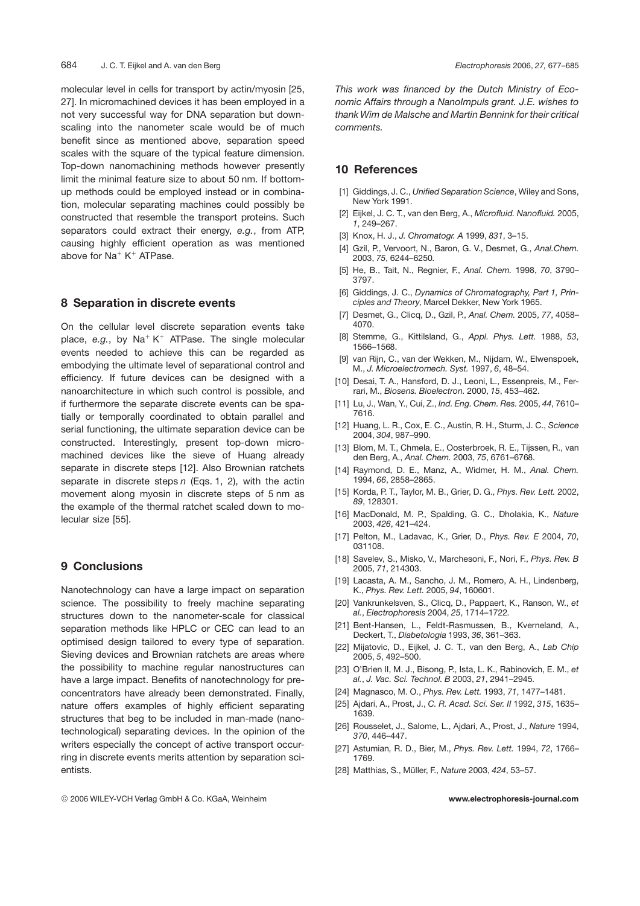molecular level in cells for transport by actin/myosin [25, 27]. In micromachined devices it has been employed in a not very successful way for DNA separation but downscaling into the nanometer scale would be of much benefit since as mentioned above, separation speed scales with the square of the typical feature dimension. Top-down nanomachining methods however presently limit the minimal feature size to about 50 nm. If bottom-up methods could be employed instead or in combination, molecular separating machines could possibly be constructed that resemble the transport proteins. Such separators could extract their energy, *e.g.*, from ATP, causing highly efficient operation as was mentioned above for $Na^+ K^+$ ATPase.

## 8 Separation in discrete events

On the cellular level discrete separation events take place, *e.g.*, by $Na^+ K^+$ ATPase. The single molecular events needed to achieve this can be regarded as embodying the ultimate level of separational control and efficiency. If future devices can be designed with a nanoarchitecture in which such control is possible, and if furthermore the separate discrete events can be spatially or temporally coordinated to obtain parallel and serial functioning, the ultimate separation device can be constructed. Interestingly, present top-down micromachined devices like the sieve of Huang already separate in discrete steps [12]. Also Brownian ratchets separate in discrete steps $n$ (Eqs. 1, 2), with the actin movement along myosin in discrete steps of 5 nm as the example of the thermal ratchet scaled down to molecular size [55].

## 9 Conclusions

Nanotechnology can have a large impact on separation science. The possibility to freely machine separating structures down to the nanometer-scale for classical separation methods like HPLC or CEC can lead to an optimised design tailored to every type of separation. Sieving devices and Brownian ratchets are areas where the possibility to machine regular nanostructures can have a large impact. Benefits of nanotechnology for preconcentrators have already been demonstrated. Finally, nature offers examples of highly efficient separating structures that beg to be included in man-made (nanotechnological) separating devices. In the opinion of the writers especially the concept of active transport occurring in discrete events merits attention by separation scientists.

*This work was financed by the Dutch Ministry of Economic Affairs through a NanoImpuls grant. J.E. wishes to thank Wim de Malsche and Martin Bennink for their critical comments.*

## 10 References

[1] Giddings, J. C., *Unified Separation Science*, Wiley and Sons, New York 1991.

[2] Eijkel, J. C. T., van den Berg, A., *Microfluid. Nanofluid.* 2005, *1*, 249–267.

[3] Knox, H. J., *J. Chromatogr. A* 1999, *831*, 3–15.

[4] Gzil, P., Vervoort, N., Baron, G. V., Desmet, G., *Anal.Chem.* 2003, *75*, 6244–6250.

[5] He, B., Tait, N., Regnier, F., *Anal. Chem.* 1998, *70*, 3790–3797.

[6] Giddings, J. C., *Dynamics of Chromatography, Part 1, Principles and Theory*, Marcel Dekker, New York 1965.

[7] Desmet, G., Clicq, D., Gzil, P., *Anal. Chem.* 2005, *77*, 4058–4070.

[8] Stemme, G., Kittilsland, G., *Appl. Phys. Lett.* 1988, *53*, 1566–1568.

[9] van Rijn, C., van der Wekken, M., Nijdam, W., Elwenspoek, M., *J. Microelectromech. Syst.* 1997, *6*, 48–54.

[10] Desai, T. A., Hansford, D. J., Leoni, L., Essenpreis, M., Ferrari, M., *Biosens. Bioelectron.* 2000, *15*, 453–462.

[11] Lu, J., Wan, Y., Cui, Z., *Ind. Eng. Chem. Res.* 2005, *44*, 7610–7616.

[12] Huang, L. R., Cox, E. C., Austin, R. H., Sturm, J. C., *Science* 2004, *304*, 987–990.

[13] Blom, M. T., Chmela, E., Oosterbroek, R. E., Tijssen, R., van den Berg, A., *Anal. Chem.* 2003, *75*, 6761–6768.

[14] Raymond, D. E., Manz, A., Widmer, H. M., *Anal. Chem.* 1994, *66*, 2858–2865.

[15] Korda, P. T., Taylor, M. B., Grier, D. G., *Phys. Rev. Lett.* 2002, *89*, 128301.

[16] MacDonald, M. P., Spalding, G. C., Dholakia, K., *Nature* 2003, *426*, 421–424.

[17] Pelton, M., Ladavac, K., Grier, D., *Phys. Rev. E* 2004, *70*, 031108.

[18] Savelev, S., Misko, V., Marchesoni, F., Nori, F., *Phys. Rev. B* 2005, *71*, 214303.

[19] Lacasta, A. M., Sancho, J. M., Romero, A. H., Lindenberg, K., *Phys. Rev. Lett.* 2005, *94*, 160601.

[20] Vankrunkelsven, S., Clicq, D., Pappaert, K., Ranson, W., *et al.*, *Electrophoresis* 2004, *25*, 1714–1722.

[21] Bent-Hansen, L., Feldt-Rasmussen, B., Kverneland, A., Deckert, T., *Diabetologia* 1993, *36*, 361–363.

[22] Mijatovic, D., Eijkel, J. C. T., van den Berg, A., *Lab Chip* 2005, *5*, 492–500.

[23] O'Brien II, M. J., Bisong, P., Ista, L. K., Rabinovich, E. M., *et al.*, *J. Vac. Sci. Technol. B* 2003, *21*, 2941–2945.

[24] Magnasco, M. O., *Phys. Rev. Lett.* 1993, *71*, 1477–1481.

[25] Ajdari, A., Prost, J., *C. R. Acad. Sci. Ser. II* 1992, *315*, 1635–1639.

[26] Rousselet, J., Salome, L., Ajdari, A., Prost, J., *Nature* 1994, *370*, 446–447.

[27] Astumian, R. D., Bier, M., *Phys. Rev. Lett.* 1994, *72*, 1766–1769.

[28] Matthias, S., Müller, F., *Nature* 2003, *424*, 53–57.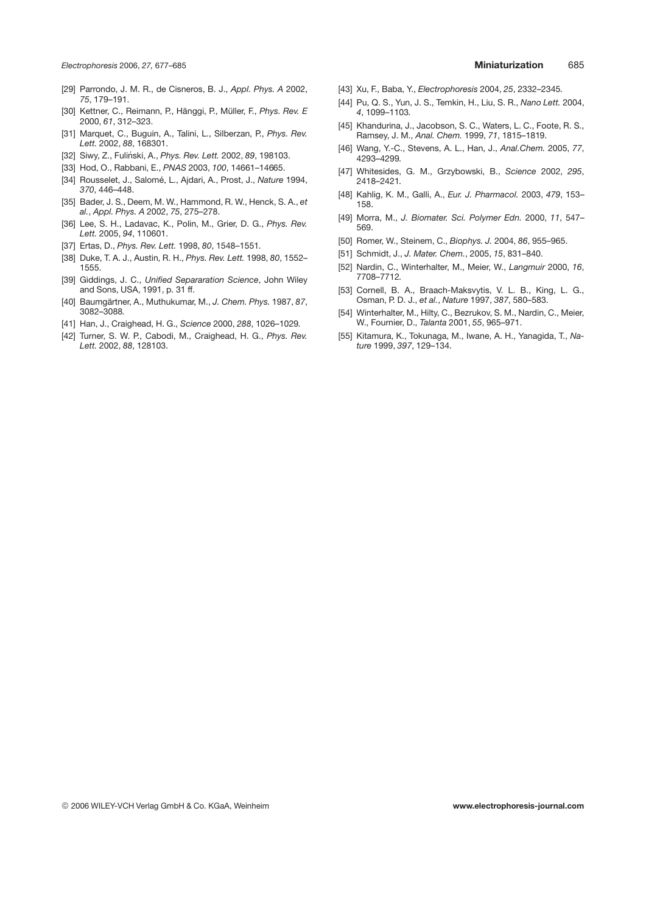[29] Parrondo, J. M. R., de Cisneros, B. J., *Appl. Phys. A* 2002, *75*, 179–191.

[30] Kettner, C., Reimann, P., Hänggi, P., Müller, F., *Phys. Rev. E* 2000, *61*, 312–323.

[31] Marquet, C., Buguin, A., Talini, L., Silberzan, P., *Phys. Rev. Lett.* 2002, *88*, 168301.

[32] Siwy, Z., Fuliński, A., *Phys. Rev. Lett.* 2002, *89*, 198103.

[33] Hod, O., Rabbani, E., *PNAS* 2003, *100*, 14661–14665.

[34] Rousselet, J., Salomé, L., Ajdari, A., Prost, J., *Nature* 1994, *370*, 446–448.

[35] Bader, J. S., Deem, M. W., Hammond, R. W., Henck, S. A., *et al.*, *Appl. Phys. A* 2002, *75*, 275–278.

[36] Lee, S. H., Ladavac, K., Polin, M., Grier, D. G., *Phys. Rev. Lett.* 2005, *94*, 110601.

[37] Ertas, D., *Phys. Rev. Lett.* 1998, *80*, 1548–1551.

[38] Duke, T. A. J., Austin, R. H., *Phys. Rev. Lett.* 1998, *80*, 1552–1555.

[39] Giddings, J. C., *Unified Separaration Science*, John Wiley and Sons, USA, 1991, p. 31 ff.

[40] Baumgärtner, A., Muthukumar, M., *J. Chem. Phys.* 1987, *87*, 3082–3088.

[41] Han, J., Craighead, H. G., *Science* 2000, *288*, 1026–1029.

[42] Turner, S. W. P., Cabodi, M., Craighead, H. G., *Phys. Rev. Lett.* 2002, *88*, 128103.

[43] Xu, F., Baba, Y., *Electrophoresis* 2004, *25*, 2332–2345.

[44] Pu, Q. S., Yun, J. S., Temkin, H., Liu, S. R., *Nano Lett.* 2004, *4*, 1099–1103.

[45] Khandurina, J., Jacobson, S. C., Waters, L. C., Foote, R. S., Ramsey, J. M., *Anal. Chem.* 1999, *71*, 1815–1819.

[46] Wang, Y.-C., Stevens, A. L., Han, J., *Anal.Chem.* 2005, *77*, 4293–4299.

[47] Whitesides, G. M., Grzybowski, B., *Science* 2002, *295*, 2418–2421.

[48] Kahlig, K. M., Galli, A., *Eur. J. Pharmacol.* 2003, *479*, 153–158.

[49] Morra, M., *J. Biomater. Sci. Polymer Edn.* 2000, *11*, 547–569.

[50] Romer, W., Steinem, C., *Biophys. J.* 2004, *86*, 955–965.

[51] Schmidt, J., *J. Mater. Chem.*, 2005, *15*, 831–840.

[52] Nardin, C., Winterhalter, M., Meier, W., *Langmuir* 2000, *16*, 7708–7712.

[53] Cornell, B. A., Braach-Maksvytis, V. L. B., King, L. G., Osman, P. D. J., *et al.*, *Nature* 1997, *387*, 580–583.

[54] Winterhalter, M., Hilty, C., Bezrukov, S. M., Nardin, C., Meier, W., Fournier, D., *Talanta* 2001, *55*, 965–971.

[55] Kitamura, K., Tokunaga, M., Iwane, A. H., Yanagida, T., *Nature* 1999, *397*, 129–134.